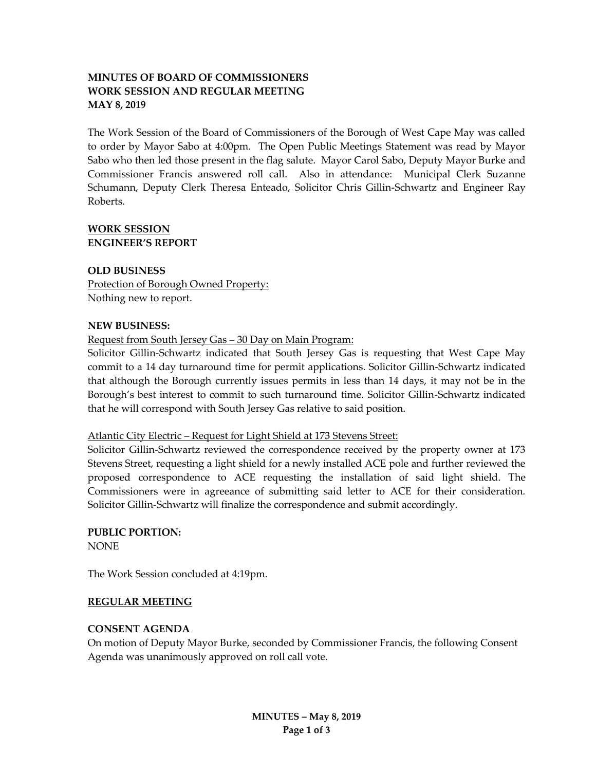**MINUTES OF BOARD OF COMMISSIONERS**
**WORK SESSION AND REGULAR MEETING**
**MAY 8, 2019**

The Work Session of the Board of Commissioners of the Borough of West Cape May was called to order by Mayor Sabo at 4:00pm. The Open Public Meetings Statement was read by Mayor Sabo who then led those present in the flag salute. Mayor Carol Sabo, Deputy Mayor Burke and Commissioner Francis answered roll call. Also in attendance: Municipal Clerk Suzanne Schumann, Deputy Clerk Theresa Enteado, Solicitor Chris Gillin-Schwartz and Engineer Ray Roberts.

**WORK SESSION**
**ENGINEER'S REPORT**

**OLD BUSINESS**

Protection of Borough Owned Property:
Nothing new to report.

**NEW BUSINESS:**

Request from South Jersey Gas – 30 Day on Main Program:
Solicitor Gillin-Schwartz indicated that South Jersey Gas is requesting that West Cape May commit to a 14 day turnaround time for permit applications. Solicitor Gillin-Schwartz indicated that although the Borough currently issues permits in less than 14 days, it may not be in the Borough's best interest to commit to such turnaround time. Solicitor Gillin-Schwartz indicated that he will correspond with South Jersey Gas relative to said position.

Atlantic City Electric – Request for Light Shield at 173 Stevens Street:
Solicitor Gillin-Schwartz reviewed the correspondence received by the property owner at 173 Stevens Street, requesting a light shield for a newly installed ACE pole and further reviewed the proposed correspondence to ACE requesting the installation of said light shield. The Commissioners were in agreeance of submitting said letter to ACE for their consideration. Solicitor Gillin-Schwartz will finalize the correspondence and submit accordingly.

**PUBLIC PORTION:**
NONE

The Work Session concluded at 4:19pm.

**REGULAR MEETING**

**CONSENT AGENDA**

On motion of Deputy Mayor Burke, seconded by Commissioner Francis, the following Consent Agenda was unanimously approved on roll call vote.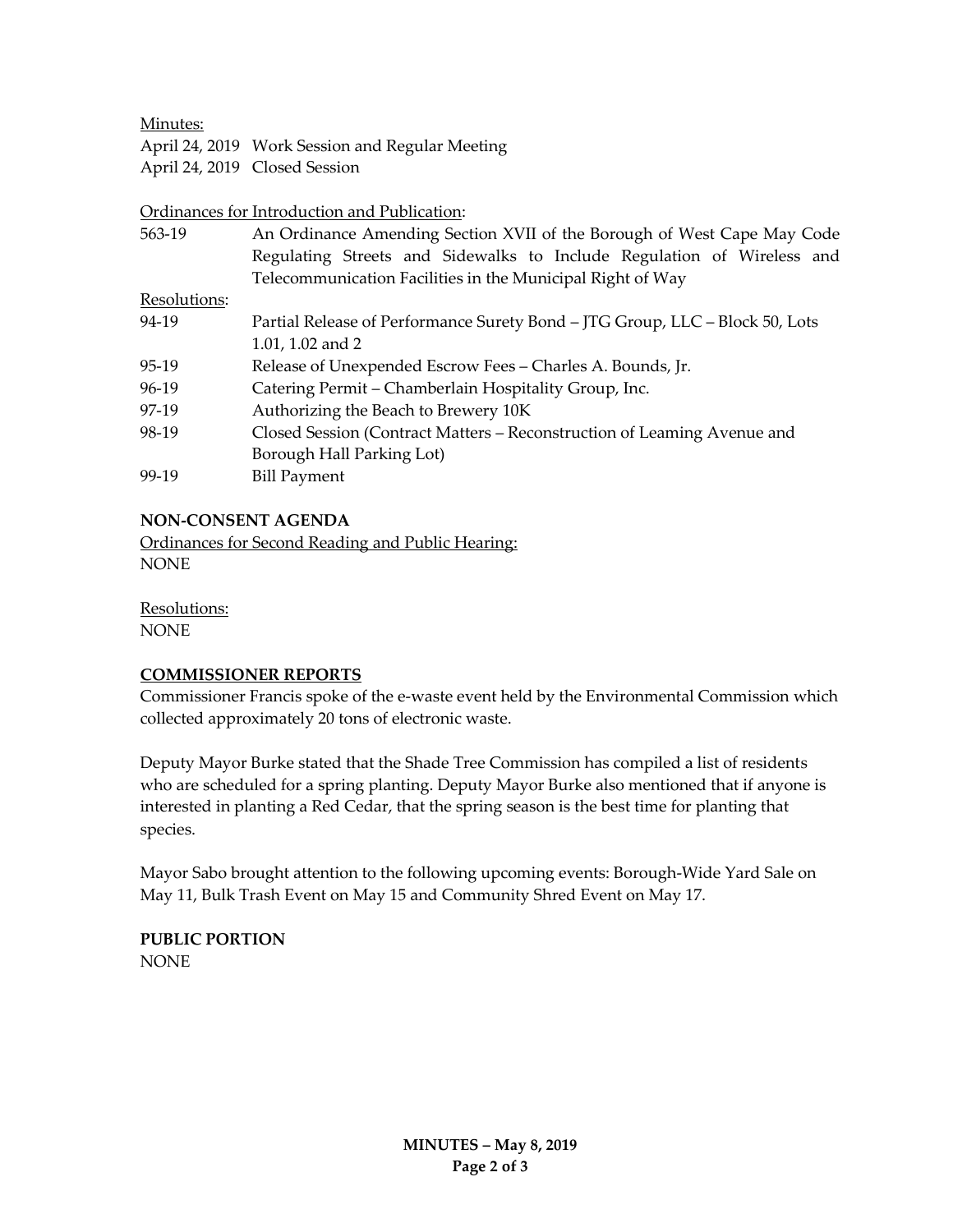Minutes:

April 24, 2019 Work Session and Regular Meeting

April 24, 2019 Closed Session

Ordinances for Introduction and Publication:

563-19 An Ordinance Amending Section XVII of the Borough of West Cape May Code Regulating Streets and Sidewalks to Include Regulation of Wireless and Telecommunication Facilities in the Municipal Right of Way

Resolutions:

94-19 Partial Release of Performance Surety Bond – JTG Group, LLC – Block 50, Lots 1.01, 1.02 and 2

95-19 Release of Unexpended Escrow Fees – Charles A. Bounds, Jr.

96-19 Catering Permit – Chamberlain Hospitality Group, Inc.

97-19 Authorizing the Beach to Brewery 10K

98-19 Closed Session (Contract Matters – Reconstruction of Leaming Avenue and Borough Hall Parking Lot)

99-19 Bill Payment

**NON-CONSENT AGENDA**

Ordinances for Second Reading and Public Hearing:

NONE

Resolutions:

NONE

**COMMISSIONER REPORTS**

Commissioner Francis spoke of the e-waste event held by the Environmental Commission which collected approximately 20 tons of electronic waste.

Deputy Mayor Burke stated that the Shade Tree Commission has compiled a list of residents who are scheduled for a spring planting. Deputy Mayor Burke also mentioned that if anyone is interested in planting a Red Cedar, that the spring season is the best time for planting that species.

Mayor Sabo brought attention to the following upcoming events: Borough-Wide Yard Sale on May 11, Bulk Trash Event on May 15 and Community Shred Event on May 17.

**PUBLIC PORTION**

NONE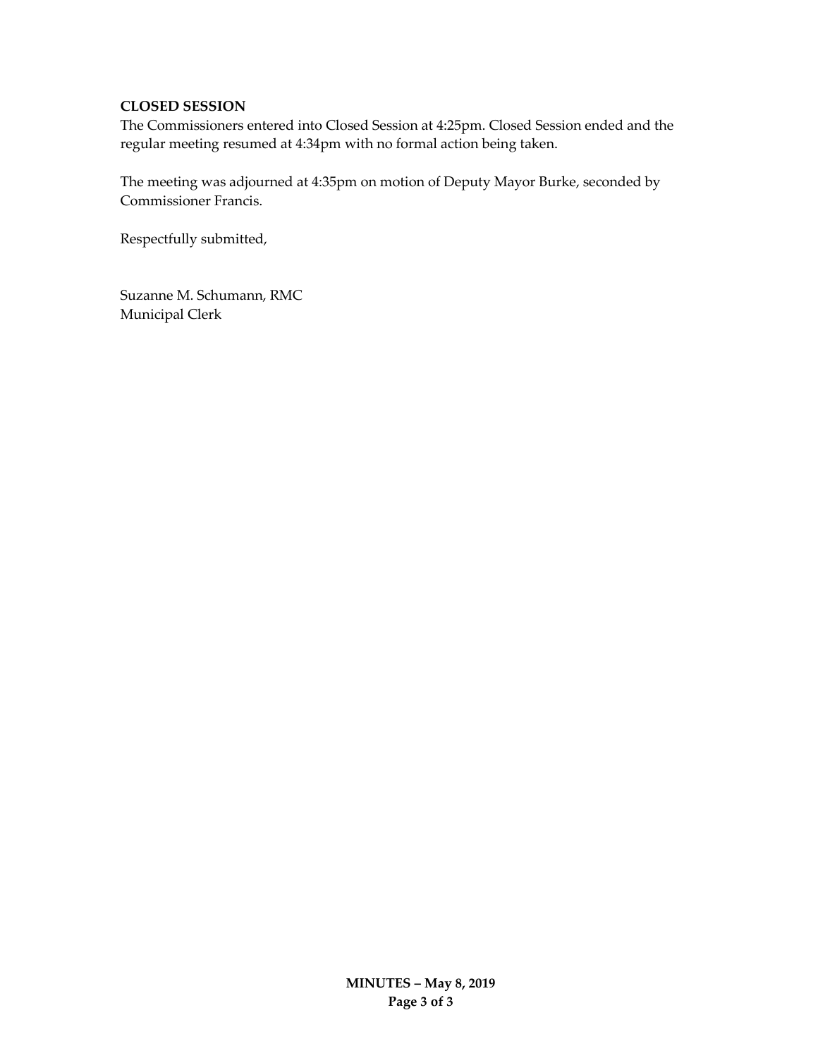**CLOSED SESSION**

The Commissioners entered into Closed Session at 4:25pm. Closed Session ended and the regular meeting resumed at 4:34pm with no formal action being taken.

The meeting was adjourned at 4:35pm on motion of Deputy Mayor Burke, seconded by Commissioner Francis.

Respectfully submitted,

Suzanne M. Schumann, RMC
Municipal Clerk